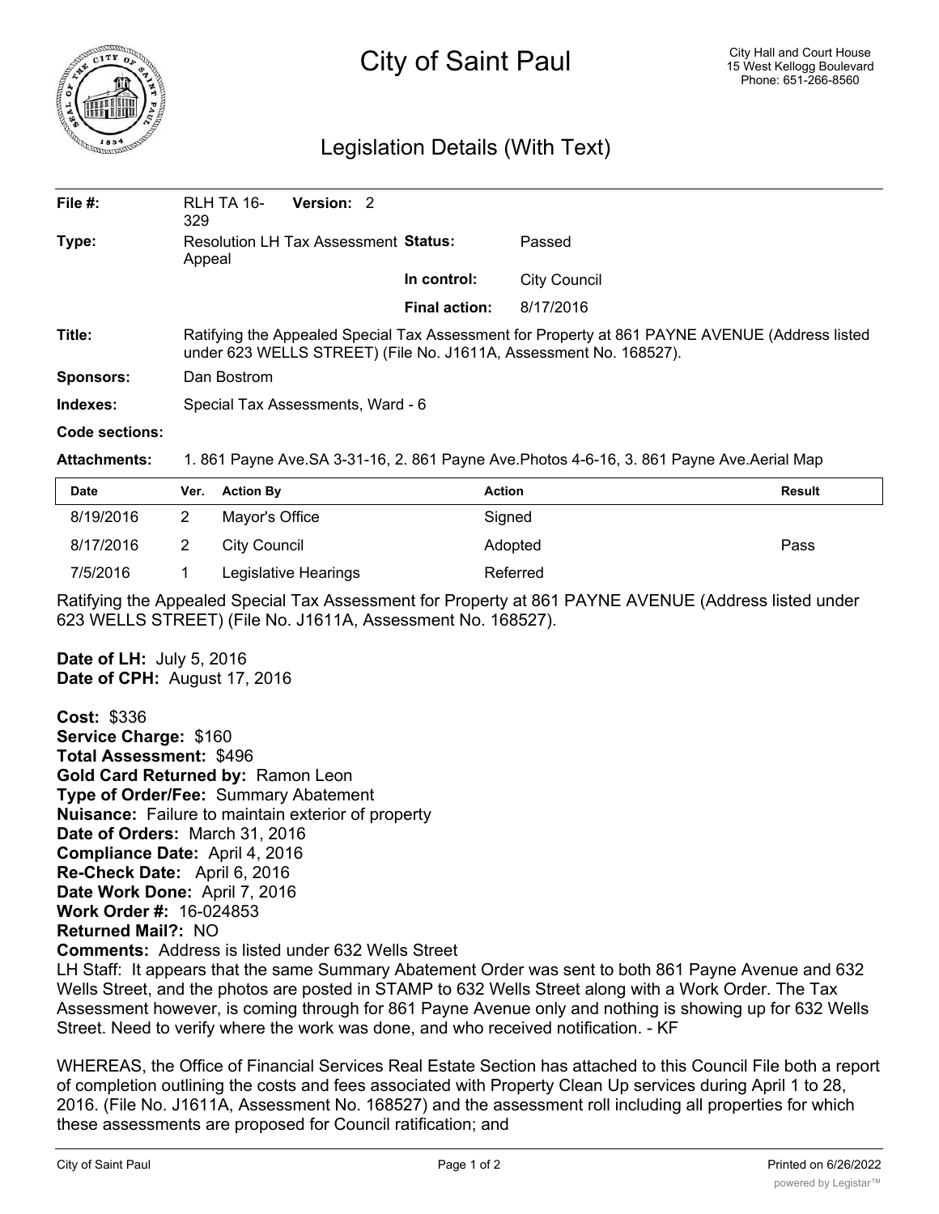# City of Saint Paul

City Hall and Court House
15 West Kellogg Boulevard
Phone: 651-266-8560

## Legislation Details (With Text)

| | | | |
|---|---|---|---|
| **File #:** | RLH TA 16-329 **Version:** 2 | | |
| **Type:** | Resolution LH Tax Assessment Appeal | **Status:** | Passed |
| | | **In control:** | City Council |
| | | **Final action:** | 8/17/2016 |

**Title:** Ratifying the Appealed Special Tax Assessment for Property at 861 PAYNE AVENUE (Address listed under 623 WELLS STREET) (File No. J1611A, Assessment No. 168527).

**Sponsors:** Dan Bostrom

**Indexes:** Special Tax Assessments, Ward - 6

**Code sections:**

**Attachments:** 1. 861 Payne Ave.SA 3-31-16, 2. 861 Payne Ave.Photos 4-6-16, 3. 861 Payne Ave.Aerial Map

| Date | Ver. | Action By | Action | Result |
|---|---|---|---|---|
| 8/19/2016 | 2 | Mayor's Office | Signed | |
| 8/17/2016 | 2 | City Council | Adopted | Pass |
| 7/5/2016 | 1 | Legislative Hearings | Referred | |

Ratifying the Appealed Special Tax Assessment for Property at 861 PAYNE AVENUE (Address listed under 623 WELLS STREET) (File No. J1611A, Assessment No. 168527).

**Date of LH:** July 5, 2016
**Date of CPH:** August 17, 2016

**Cost:** $336
**Service Charge:** $160
**Total Assessment:** $496
**Gold Card Returned by:** Ramon Leon
**Type of Order/Fee:** Summary Abatement
**Nuisance:** Failure to maintain exterior of property
**Date of Orders:** March 31, 2016
**Compliance Date:** April 4, 2016
**Re-Check Date:** April 6, 2016
**Date Work Done:** April 7, 2016
**Work Order #:** 16-024853
**Returned Mail?:** NO
**Comments:** Address is listed under 632 Wells Street
LH Staff: It appears that the same Summary Abatement Order was sent to both 861 Payne Avenue and 632 Wells Street, and the photos are posted in STAMP to 632 Wells Street along with a Work Order. The Tax Assessment however, is coming through for 861 Payne Avenue only and nothing is showing up for 632 Wells Street. Need to verify where the work was done, and who received notification. - KF

WHEREAS, the Office of Financial Services Real Estate Section has attached to this Council File both a report of completion outlining the costs and fees associated with Property Clean Up services during April 1 to 28, 2016. (File No. J1611A, Assessment No. 168527) and the assessment roll including all properties for which these assessments are proposed for Council ratification; and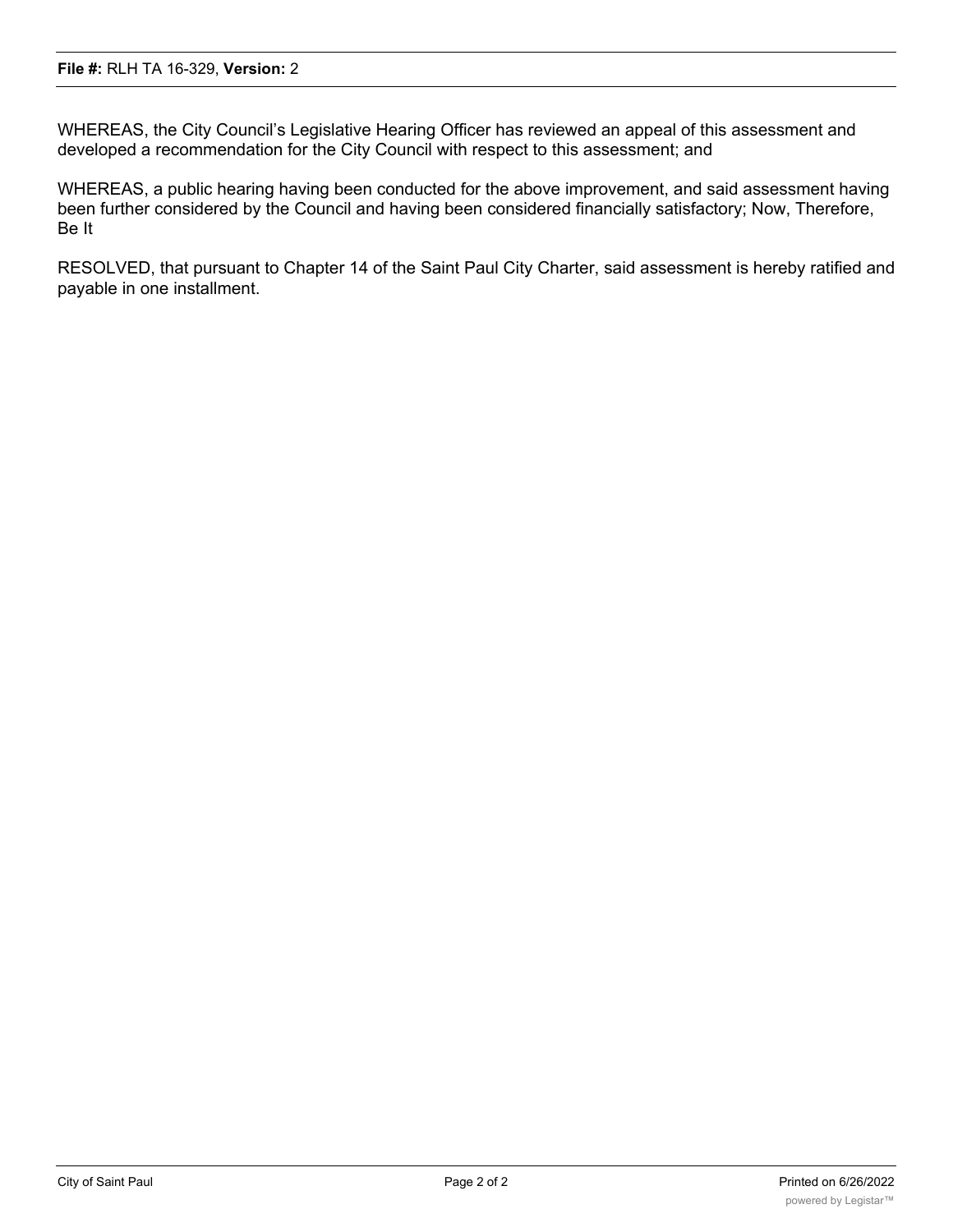WHEREAS, the City Council's Legislative Hearing Officer has reviewed an appeal of this assessment and developed a recommendation for the City Council with respect to this assessment; and

WHEREAS, a public hearing having been conducted for the above improvement, and said assessment having been further considered by the Council and having been considered financially satisfactory; Now, Therefore, Be It

RESOLVED, that pursuant to Chapter 14 of the Saint Paul City Charter, said assessment is hereby ratified and payable in one installment.